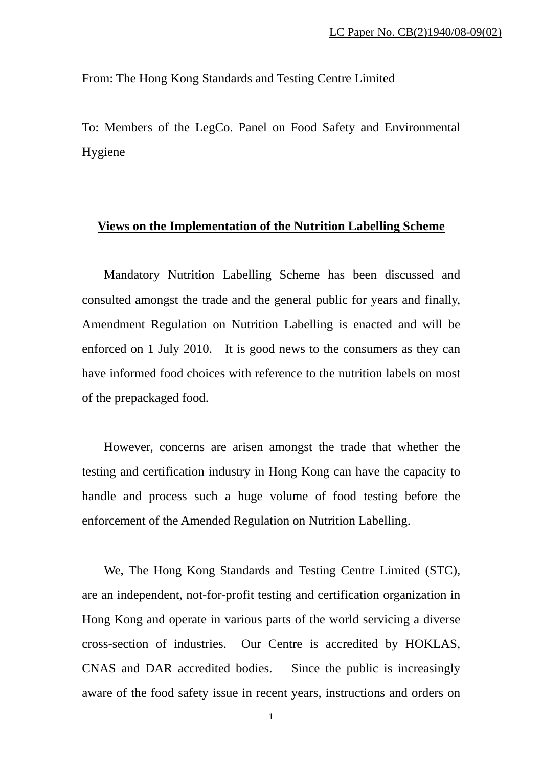LC Paper No. CB(2)1940/08-09(02)

From: The Hong Kong Standards and Testing Centre Limited

To: Members of the LegCo. Panel on Food Safety and Environmental Hygiene

## Views on the Implementation of the Nutrition Labelling Scheme

Mandatory Nutrition Labelling Scheme has been discussed and consulted amongst the trade and the general public for years and finally, Amendment Regulation on Nutrition Labelling is enacted and will be enforced on 1 July 2010. It is good news to the consumers as they can have informed food choices with reference to the nutrition labels on most of the prepackaged food.

However, concerns are arisen amongst the trade that whether the testing and certification industry in Hong Kong can have the capacity to handle and process such a huge volume of food testing before the enforcement of the Amended Regulation on Nutrition Labelling.

We, The Hong Kong Standards and Testing Centre Limited (STC), are an independent, not-for-profit testing and certification organization in Hong Kong and operate in various parts of the world servicing a diverse cross-section of industries. Our Centre is accredited by HOKLAS, CNAS and DAR accredited bodies. Since the public is increasingly aware of the food safety issue in recent years, instructions and orders on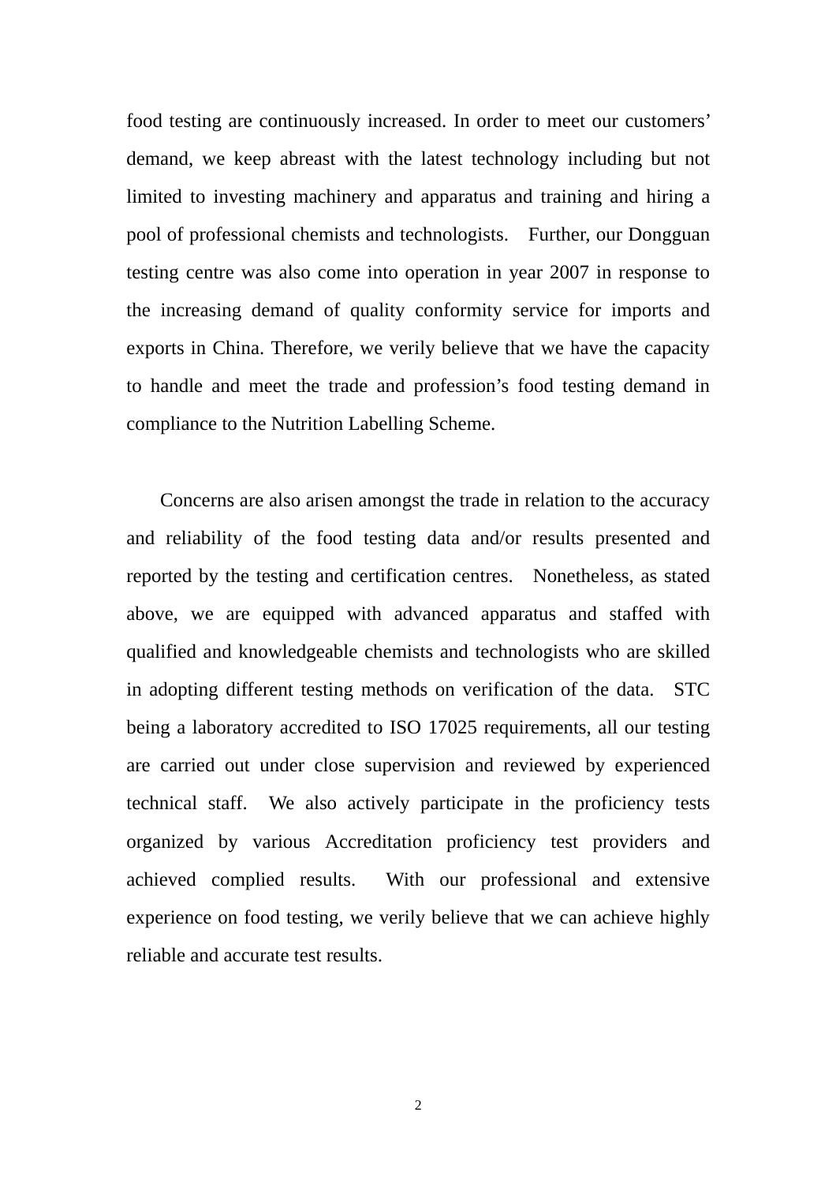food testing are continuously increased. In order to meet our customers' demand, we keep abreast with the latest technology including but not limited to investing machinery and apparatus and training and hiring a pool of professional chemists and technologists. Further, our Dongguan testing centre was also come into operation in year 2007 in response to the increasing demand of quality conformity service for imports and exports in China. Therefore, we verily believe that we have the capacity to handle and meet the trade and profession's food testing demand in compliance to the Nutrition Labelling Scheme.

Concerns are also arisen amongst the trade in relation to the accuracy and reliability of the food testing data and/or results presented and reported by the testing and certification centres. Nonetheless, as stated above, we are equipped with advanced apparatus and staffed with qualified and knowledgeable chemists and technologists who are skilled in adopting different testing methods on verification of the data. STC being a laboratory accredited to ISO 17025 requirements, all our testing are carried out under close supervision and reviewed by experienced technical staff. We also actively participate in the proficiency tests organized by various Accreditation proficiency test providers and achieved complied results. With our professional and extensive experience on food testing, we verily believe that we can achieve highly reliable and accurate test results.